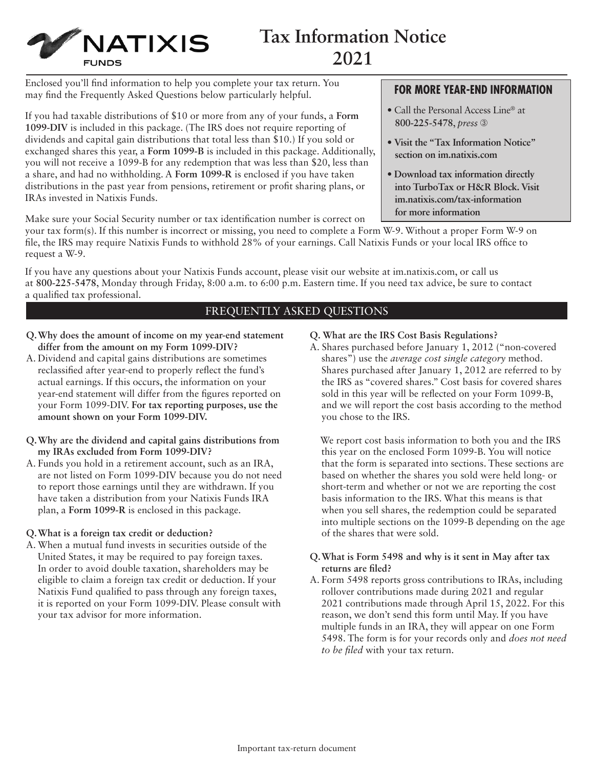# Tax Information Notice 2021

Enclosed you'll find information to help you complete your tax return. You may find the Frequently Asked Questions below particularly helpful.

If you had taxable distributions of $10 or more from any of your funds, a **Form 1099-DIV** is included in this package. (The IRS does not require reporting of dividends and capital gain distributions that total less than $10.) If you sold or exchanged shares this year, a **Form 1099-B** is included in this package. Additionally, you will not receive a 1099-B for any redemption that was less than $20, less than a share, and had no withholding. A **Form 1099-R** is enclosed if you have taken distributions in the past year from pensions, retirement or profit sharing plans, or IRAs invested in Natixis Funds.

### FOR MORE YEAR-END INFORMATION

- Call the Personal Access Line® at **800-225-5478**, *press* ③
- **Visit the "Tax Information Notice" section on im.natixis.com**
- **Download tax information directly into TurboTax or H&R Block. Visit im.natixis.com/tax-information for more information**

Make sure your Social Security number or tax identification number is correct on your tax form(s). If this number is incorrect or missing, you need to complete a Form W-9. Without a proper Form W-9 on file, the IRS may require Natixis Funds to withhold 28% of your earnings. Call Natixis Funds or your local IRS office to request a W-9.

If you have any questions about your Natixis Funds account, please visit our website at im.natixis.com, or call us at **800-225-5478**, Monday through Friday, 8:00 a.m. to 6:00 p.m. Eastern time. If you need tax advice, be sure to contact a qualified tax professional.

## FREQUENTLY ASKED QUESTIONS

**Q. Why does the amount of income on my year-end statement differ from the amount on my Form 1099-DIV?**

A. Dividend and capital gains distributions are sometimes reclassified after year-end to properly reflect the fund's actual earnings. If this occurs, the information on your year-end statement will differ from the figures reported on your Form 1099-DIV. **For tax reporting purposes, use the amount shown on your Form 1099-DIV.**

**Q. Why are the dividend and capital gains distributions from my IRAs excluded from Form 1099-DIV?**

A. Funds you hold in a retirement account, such as an IRA, are not listed on Form 1099-DIV because you do not need to report those earnings until they are withdrawn. If you have taken a distribution from your Natixis Funds IRA plan, a **Form 1099-R** is enclosed in this package.

**Q. What is a foreign tax credit or deduction?**

A. When a mutual fund invests in securities outside of the United States, it may be required to pay foreign taxes. In order to avoid double taxation, shareholders may be eligible to claim a foreign tax credit or deduction. If your Natixis Fund qualified to pass through any foreign taxes, it is reported on your Form 1099-DIV. Please consult with your tax advisor for more information.

**Q. What are the IRS Cost Basis Regulations?**

A. Shares purchased before January 1, 2012 ("non-covered shares") use the *average cost single category* method. Shares purchased after January 1, 2012 are referred to by the IRS as "covered shares." Cost basis for covered shares sold in this year will be reflected on your Form 1099-B, and we will report the cost basis according to the method you chose to the IRS.

We report cost basis information to both you and the IRS this year on the enclosed Form 1099-B. You will notice that the form is separated into sections. These sections are based on whether the shares you sold were held long- or short-term and whether or not we are reporting the cost basis information to the IRS. What this means is that when you sell shares, the redemption could be separated into multiple sections on the 1099-B depending on the age of the shares that were sold.

**Q. What is Form 5498 and why is it sent in May after tax returns are filed?**

A. Form 5498 reports gross contributions to IRAs, including rollover contributions made during 2021 and regular 2021 contributions made through April 15, 2022. For this reason, we don't send this form until May. If you have multiple funds in an IRA, they will appear on one Form 5498. The form is for your records only and *does not need to be filed* with your tax return.

Important tax-return document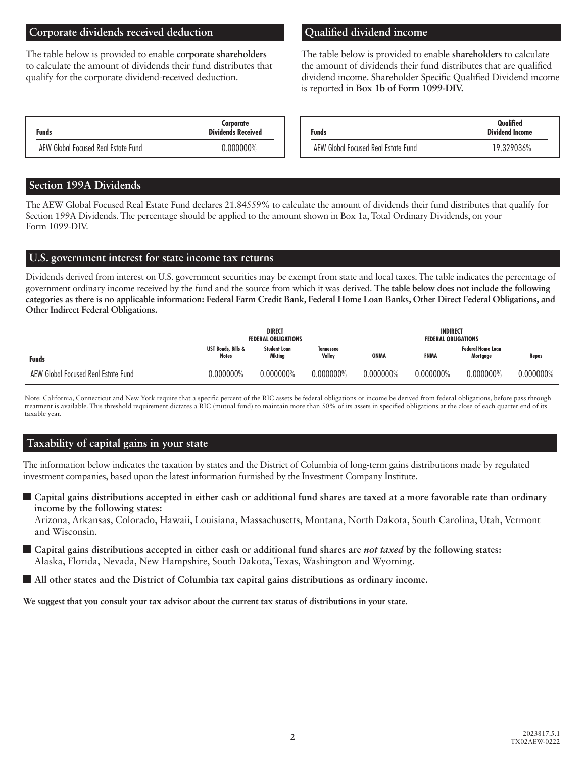## Corporate dividends received deduction

The table below is provided to enable **corporate shareholders** to calculate the amount of dividends their fund distributes that qualify for the corporate dividend-received deduction.

| Funds | Corporate Dividends Received |
|---|---|
| AEW Global Focused Real Estate Fund | 0.000000% |

## Qualified dividend income

The table below is provided to enable **shareholders** to calculate the amount of dividends their fund distributes that are qualified dividend income. Shareholder Specific Qualified Dividend income is reported in **Box 1b of Form 1099-DIV.**

| Funds | Qualified Dividend Income |
|---|---|
| AEW Global Focused Real Estate Fund | 19.329036% |

## Section 199A Dividends

The AEW Global Focused Real Estate Fund declares 21.84559% to calculate the amount of dividends their fund distributes that qualify for Section 199A Dividends. The percentage should be applied to the amount shown in Box 1a, Total Ordinary Dividends, on your Form 1099-DIV.

## U.S. government interest for state income tax returns

Dividends derived from interest on U.S. government securities may be exempt from state and local taxes. The table indicates the percentage of government ordinary income received by the fund and the source from which it was derived. **The table below does not include the following categories as there is no applicable information: Federal Farm Credit Bank, Federal Home Loan Banks, Other Direct Federal Obligations, and Other Indirect Federal Obligations.**

| | DIRECT FEDERAL OBLIGATIONS | | | INDIRECT FEDERAL OBLIGATIONS | | | |
|---|---|---|---|---|---|---|---|
| Funds | UST Bonds, Bills & Notes | Student Loan Mkting | Tennessee Valley | GNMA | FNMA | Federal Home Loan Mortgage | Repos |
| AEW Global Focused Real Estate Fund | 0.000000% | 0.000000% | 0.000000% | 0.000000% | 0.000000% | 0.000000% | 0.000000% |

Note: California, Connecticut and New York require that a specific percent of the RIC assets be federal obligations or income be derived from federal obligations, before pass through treatment is available. This threshold requirement dictates a RIC (mutual fund) to maintain more than 50% of its assets in specified obligations at the close of each quarter end of its taxable year.

## Taxability of capital gains in your state

The information below indicates the taxation by states and the District of Columbia of long-term gains distributions made by regulated investment companies, based upon the latest information furnished by the Investment Company Institute.

- **Capital gains distributions accepted in either cash or additional fund shares are taxed at a more favorable rate than ordinary income by the following states:**
  Arizona, Arkansas, Colorado, Hawaii, Louisiana, Massachusetts, Montana, North Dakota, South Carolina, Utah, Vermont and Wisconsin.
- **Capital gains distributions accepted in either cash or additional fund shares are *not taxed* by the following states:**
  Alaska, Florida, Nevada, New Hampshire, South Dakota, Texas, Washington and Wyoming.
- **All other states and the District of Columbia tax capital gains distributions as ordinary income.**

**We suggest that you consult your tax advisor about the current tax status of distributions in your state.**

2023817.5.1
TX02AEW-0222